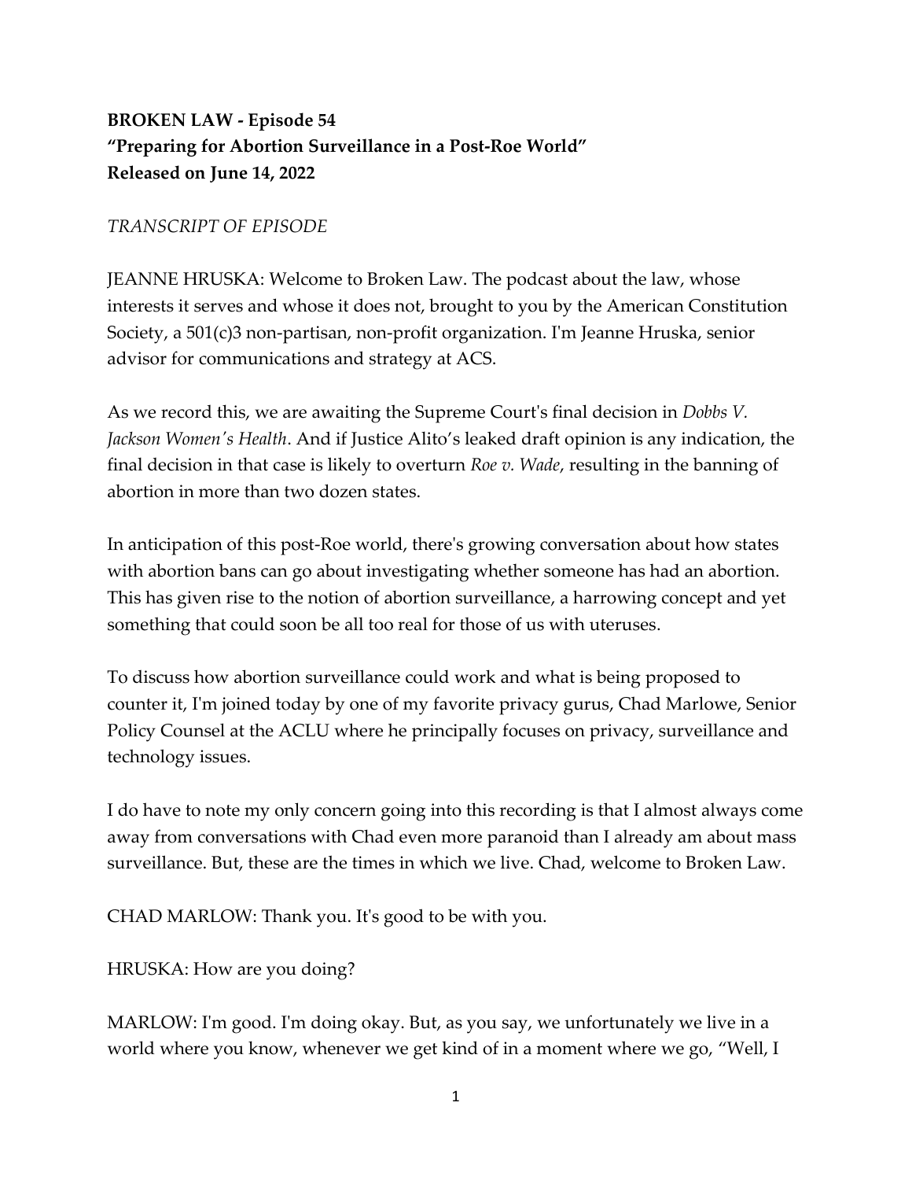**BROKEN LAW - Episode 54**
**"Preparing for Abortion Surveillance in a Post-Roe World"**
**Released on June 14, 2022**

*TRANSCRIPT OF EPISODE*

JEANNE HRUSKA: Welcome to Broken Law. The podcast about the law, whose interests it serves and whose it does not, brought to you by the American Constitution Society, a 501(c)3 non-partisan, non-profit organization. I'm Jeanne Hruska, senior advisor for communications and strategy at ACS.

As we record this, we are awaiting the Supreme Court's final decision in *Dobbs V. Jackson Women's Health*. And if Justice Alito's leaked draft opinion is any indication, the final decision in that case is likely to overturn *Roe v. Wade*, resulting in the banning of abortion in more than two dozen states.

In anticipation of this post-Roe world, there's growing conversation about how states with abortion bans can go about investigating whether someone has had an abortion. This has given rise to the notion of abortion surveillance, a harrowing concept and yet something that could soon be all too real for those of us with uteruses.

To discuss how abortion surveillance could work and what is being proposed to counter it, I'm joined today by one of my favorite privacy gurus, Chad Marlowe, Senior Policy Counsel at the ACLU where he principally focuses on privacy, surveillance and technology issues.

I do have to note my only concern going into this recording is that I almost always come away from conversations with Chad even more paranoid than I already am about mass surveillance. But, these are the times in which we live. Chad, welcome to Broken Law.

CHAD MARLOW: Thank you. It's good to be with you.

HRUSKA: How are you doing?

MARLOW: I'm good. I'm doing okay. But, as you say, we unfortunately we live in a world where you know, whenever we get kind of in a moment where we go, "Well, I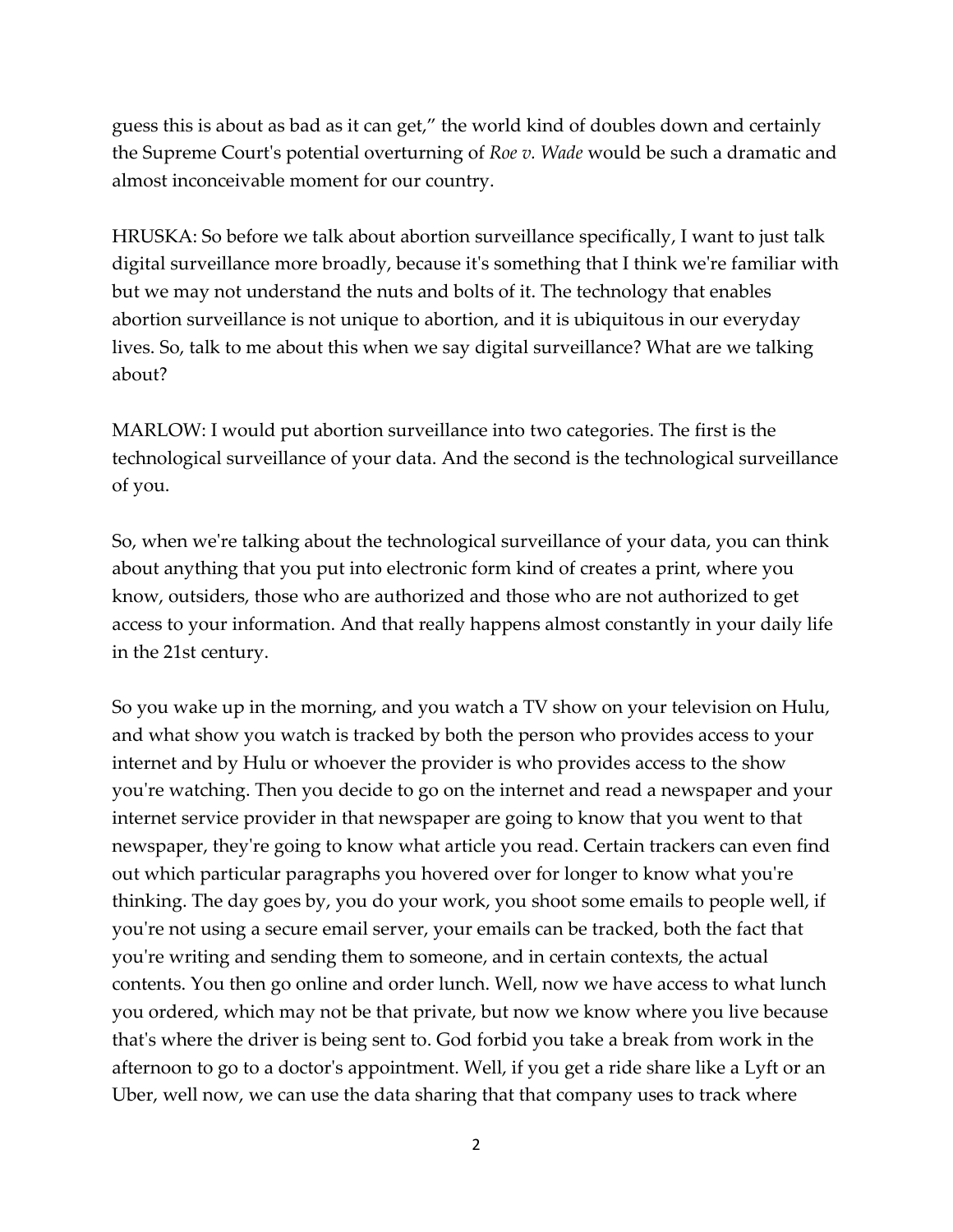guess this is about as bad as it can get," the world kind of doubles down and certainly the Supreme Court's potential overturning of *Roe v. Wade* would be such a dramatic and almost inconceivable moment for our country.

HRUSKA: So before we talk about abortion surveillance specifically, I want to just talk digital surveillance more broadly, because it's something that I think we're familiar with but we may not understand the nuts and bolts of it. The technology that enables abortion surveillance is not unique to abortion, and it is ubiquitous in our everyday lives. So, talk to me about this when we say digital surveillance? What are we talking about?

MARLOW: I would put abortion surveillance into two categories. The first is the technological surveillance of your data. And the second is the technological surveillance of you.

So, when we're talking about the technological surveillance of your data, you can think about anything that you put into electronic form kind of creates a print, where you know, outsiders, those who are authorized and those who are not authorized to get access to your information. And that really happens almost constantly in your daily life in the 21st century.

So you wake up in the morning, and you watch a TV show on your television on Hulu, and what show you watch is tracked by both the person who provides access to your internet and by Hulu or whoever the provider is who provides access to the show you're watching. Then you decide to go on the internet and read a newspaper and your internet service provider in that newspaper are going to know that you went to that newspaper, they're going to know what article you read. Certain trackers can even find out which particular paragraphs you hovered over for longer to know what you're thinking. The day goes by, you do your work, you shoot some emails to people well, if you're not using a secure email server, your emails can be tracked, both the fact that you're writing and sending them to someone, and in certain contexts, the actual contents. You then go online and order lunch. Well, now we have access to what lunch you ordered, which may not be that private, but now we know where you live because that's where the driver is being sent to. God forbid you take a break from work in the afternoon to go to a doctor's appointment. Well, if you get a ride share like a Lyft or an Uber, well now, we can use the data sharing that that company uses to track where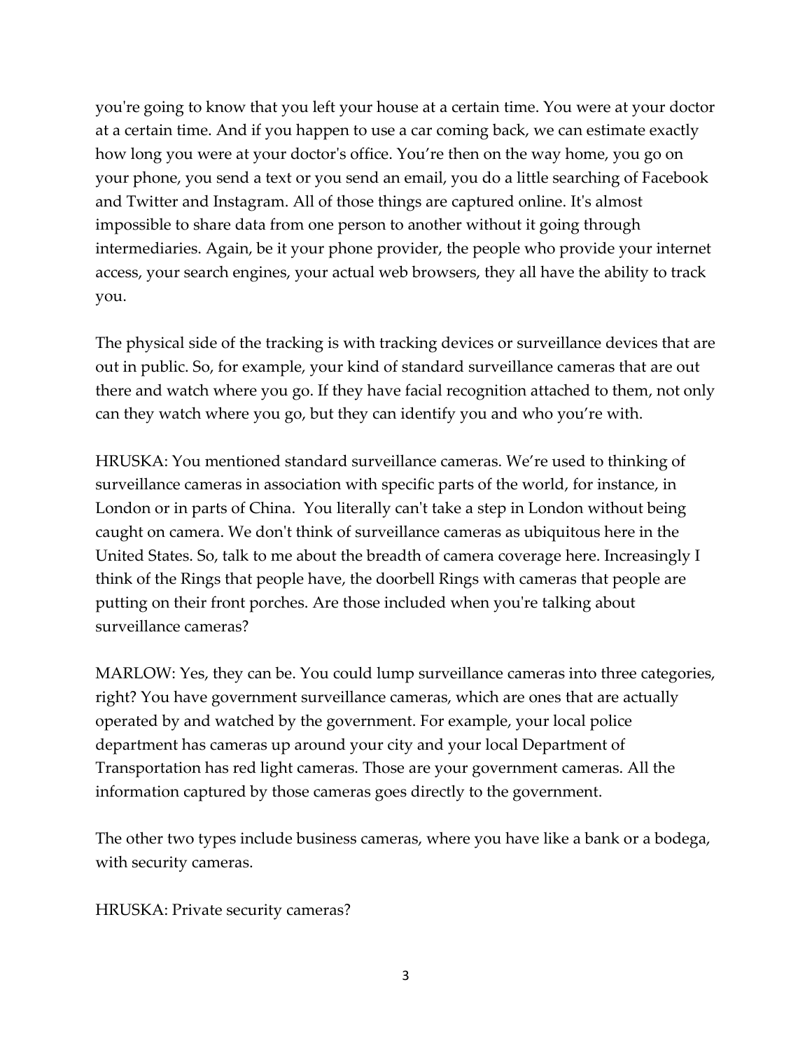you're going to know that you left your house at a certain time. You were at your doctor at a certain time. And if you happen to use a car coming back, we can estimate exactly how long you were at your doctor's office. You're then on the way home, you go on your phone, you send a text or you send an email, you do a little searching of Facebook and Twitter and Instagram. All of those things are captured online. It's almost impossible to share data from one person to another without it going through intermediaries. Again, be it your phone provider, the people who provide your internet access, your search engines, your actual web browsers, they all have the ability to track you.

The physical side of the tracking is with tracking devices or surveillance devices that are out in public. So, for example, your kind of standard surveillance cameras that are out there and watch where you go. If they have facial recognition attached to them, not only can they watch where you go, but they can identify you and who you're with.

HRUSKA: You mentioned standard surveillance cameras. We're used to thinking of surveillance cameras in association with specific parts of the world, for instance, in London or in parts of China. You literally can't take a step in London without being caught on camera. We don't think of surveillance cameras as ubiquitous here in the United States. So, talk to me about the breadth of camera coverage here. Increasingly I think of the Rings that people have, the doorbell Rings with cameras that people are putting on their front porches. Are those included when you're talking about surveillance cameras?

MARLOW: Yes, they can be. You could lump surveillance cameras into three categories, right? You have government surveillance cameras, which are ones that are actually operated by and watched by the government. For example, your local police department has cameras up around your city and your local Department of Transportation has red light cameras. Those are your government cameras. All the information captured by those cameras goes directly to the government.

The other two types include business cameras, where you have like a bank or a bodega, with security cameras.

HRUSKA: Private security cameras?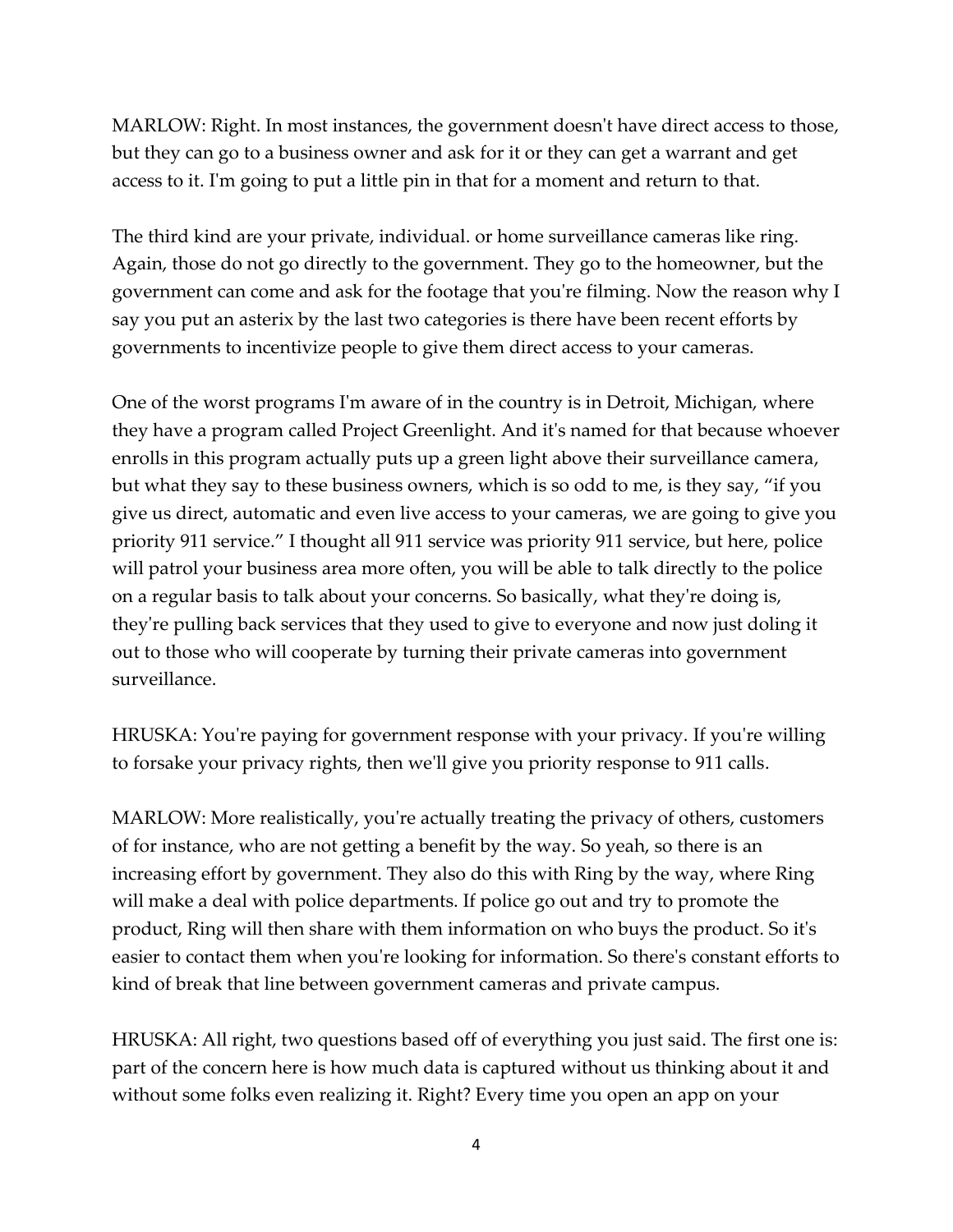MARLOW: Right. In most instances, the government doesn't have direct access to those, but they can go to a business owner and ask for it or they can get a warrant and get access to it. I'm going to put a little pin in that for a moment and return to that.

The third kind are your private, individual. or home surveillance cameras like ring. Again, those do not go directly to the government. They go to the homeowner, but the government can come and ask for the footage that you're filming. Now the reason why I say you put an asterix by the last two categories is there have been recent efforts by governments to incentivize people to give them direct access to your cameras.

One of the worst programs I'm aware of in the country is in Detroit, Michigan, where they have a program called Project Greenlight. And it's named for that because whoever enrolls in this program actually puts up a green light above their surveillance camera, but what they say to these business owners, which is so odd to me, is they say, "if you give us direct, automatic and even live access to your cameras, we are going to give you priority 911 service." I thought all 911 service was priority 911 service, but here, police will patrol your business area more often, you will be able to talk directly to the police on a regular basis to talk about your concerns. So basically, what they're doing is, they're pulling back services that they used to give to everyone and now just doling it out to those who will cooperate by turning their private cameras into government surveillance.

HRUSKA: You're paying for government response with your privacy. If you're willing to forsake your privacy rights, then we'll give you priority response to 911 calls.

MARLOW: More realistically, you're actually treating the privacy of others, customers of for instance, who are not getting a benefit by the way. So yeah, so there is an increasing effort by government. They also do this with Ring by the way, where Ring will make a deal with police departments. If police go out and try to promote the product, Ring will then share with them information on who buys the product. So it's easier to contact them when you're looking for information. So there's constant efforts to kind of break that line between government cameras and private campus.

HRUSKA: All right, two questions based off of everything you just said. The first one is: part of the concern here is how much data is captured without us thinking about it and without some folks even realizing it. Right? Every time you open an app on your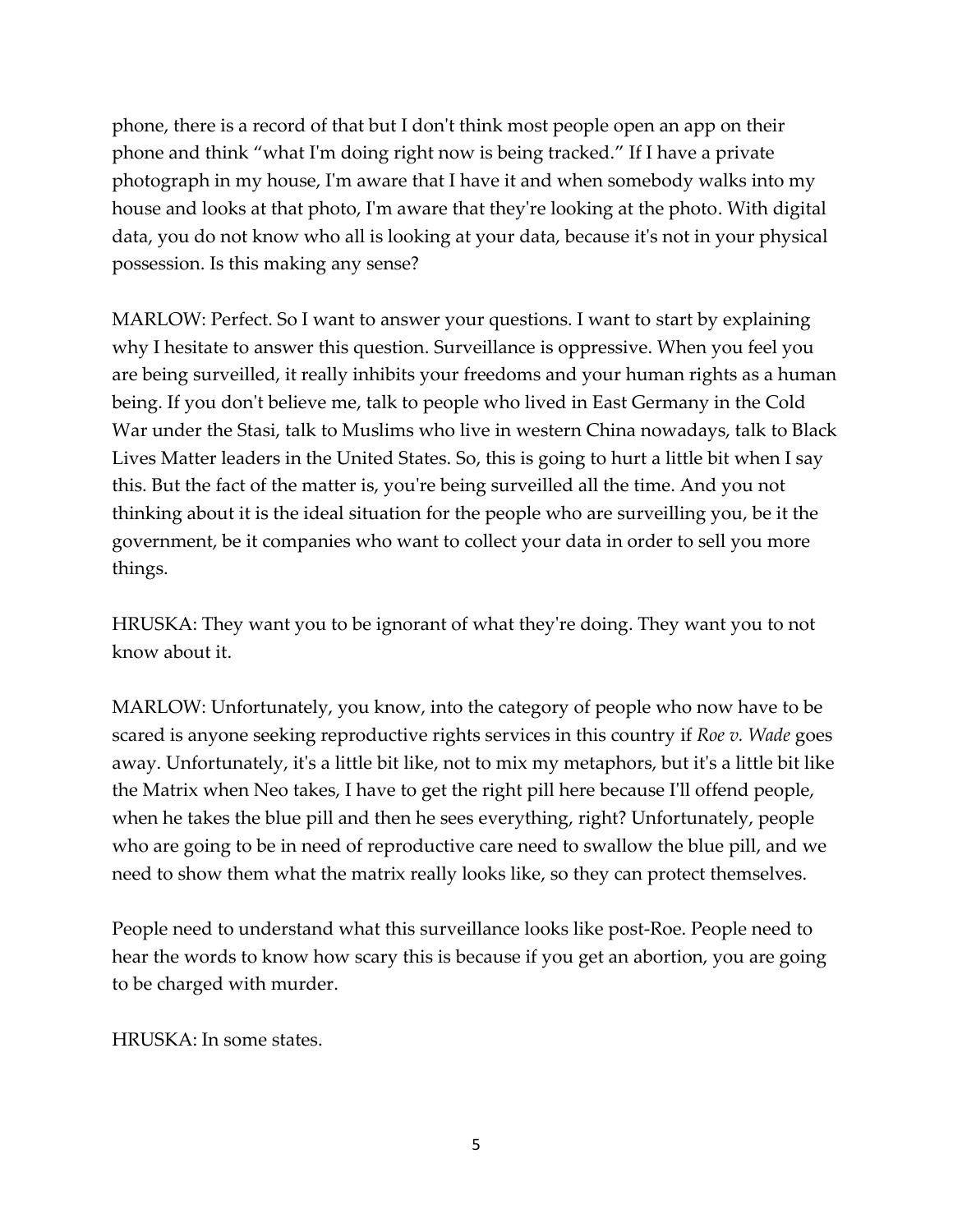phone, there is a record of that but I don't think most people open an app on their phone and think "what I'm doing right now is being tracked." If I have a private photograph in my house, I'm aware that I have it and when somebody walks into my house and looks at that photo, I'm aware that they're looking at the photo. With digital data, you do not know who all is looking at your data, because it's not in your physical possession. Is this making any sense?

MARLOW: Perfect. So I want to answer your questions. I want to start by explaining why I hesitate to answer this question. Surveillance is oppressive. When you feel you are being surveilled, it really inhibits your freedoms and your human rights as a human being. If you don't believe me, talk to people who lived in East Germany in the Cold War under the Stasi, talk to Muslims who live in western China nowadays, talk to Black Lives Matter leaders in the United States. So, this is going to hurt a little bit when I say this. But the fact of the matter is, you're being surveilled all the time. And you not thinking about it is the ideal situation for the people who are surveilling you, be it the government, be it companies who want to collect your data in order to sell you more things.

HRUSKA: They want you to be ignorant of what they're doing. They want you to not know about it.

MARLOW: Unfortunately, you know, into the category of people who now have to be scared is anyone seeking reproductive rights services in this country if *Roe v. Wade* goes away. Unfortunately, it's a little bit like, not to mix my metaphors, but it's a little bit like the Matrix when Neo takes, I have to get the right pill here because I'll offend people, when he takes the blue pill and then he sees everything, right? Unfortunately, people who are going to be in need of reproductive care need to swallow the blue pill, and we need to show them what the matrix really looks like, so they can protect themselves.

People need to understand what this surveillance looks like post-Roe. People need to hear the words to know how scary this is because if you get an abortion, you are going to be charged with murder.

HRUSKA: In some states.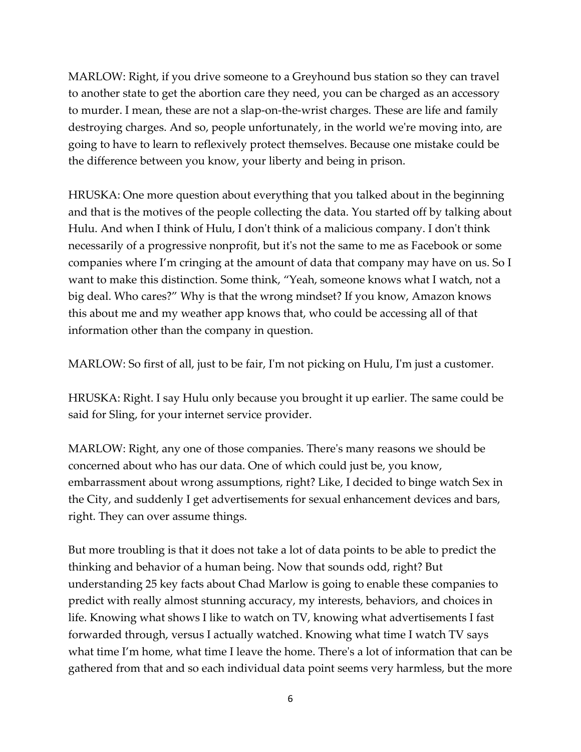MARLOW: Right, if you drive someone to a Greyhound bus station so they can travel to another state to get the abortion care they need, you can be charged as an accessory to murder. I mean, these are not a slap-on-the-wrist charges. These are life and family destroying charges. And so, people unfortunately, in the world we're moving into, are going to have to learn to reflexively protect themselves. Because one mistake could be the difference between you know, your liberty and being in prison.

HRUSKA: One more question about everything that you talked about in the beginning and that is the motives of the people collecting the data. You started off by talking about Hulu. And when I think of Hulu, I don't think of a malicious company. I don't think necessarily of a progressive nonprofit, but it's not the same to me as Facebook or some companies where I'm cringing at the amount of data that company may have on us. So I want to make this distinction. Some think, "Yeah, someone knows what I watch, not a big deal. Who cares?" Why is that the wrong mindset? If you know, Amazon knows this about me and my weather app knows that, who could be accessing all of that information other than the company in question.

MARLOW: So first of all, just to be fair, I'm not picking on Hulu, I'm just a customer.

HRUSKA: Right. I say Hulu only because you brought it up earlier. The same could be said for Sling, for your internet service provider.

MARLOW: Right, any one of those companies. There's many reasons we should be concerned about who has our data. One of which could just be, you know, embarrassment about wrong assumptions, right? Like, I decided to binge watch Sex in the City, and suddenly I get advertisements for sexual enhancement devices and bars, right. They can over assume things.

But more troubling is that it does not take a lot of data points to be able to predict the thinking and behavior of a human being. Now that sounds odd, right? But understanding 25 key facts about Chad Marlow is going to enable these companies to predict with really almost stunning accuracy, my interests, behaviors, and choices in life. Knowing what shows I like to watch on TV, knowing what advertisements I fast forwarded through, versus I actually watched. Knowing what time I watch TV says what time I'm home, what time I leave the home. There's a lot of information that can be gathered from that and so each individual data point seems very harmless, but the more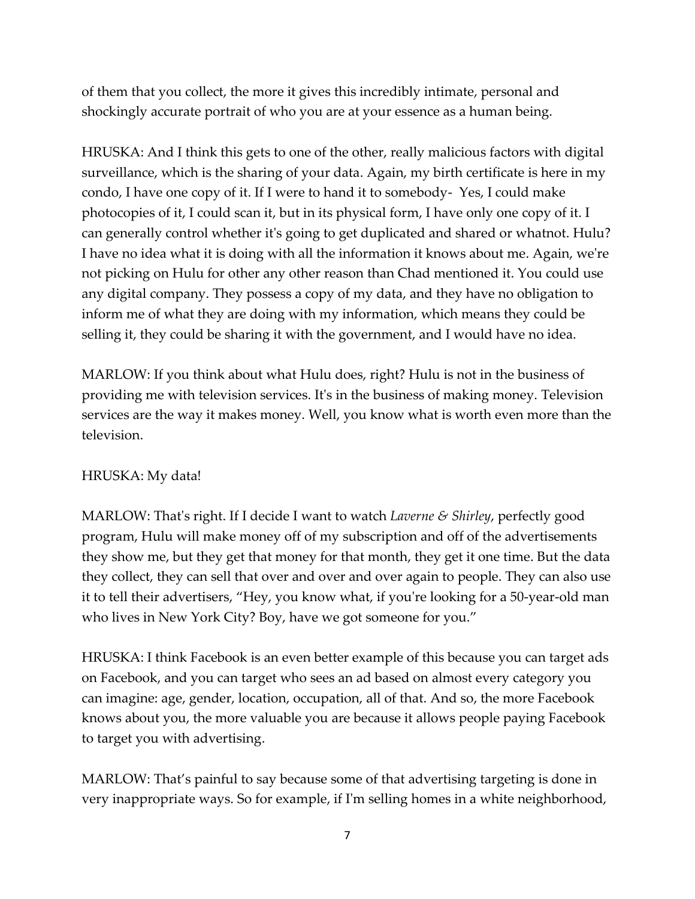of them that you collect, the more it gives this incredibly intimate, personal and shockingly accurate portrait of who you are at your essence as a human being.

HRUSKA: And I think this gets to one of the other, really malicious factors with digital surveillance, which is the sharing of your data. Again, my birth certificate is here in my condo, I have one copy of it. If I were to hand it to somebody- Yes, I could make photocopies of it, I could scan it, but in its physical form, I have only one copy of it. I can generally control whether it's going to get duplicated and shared or whatnot. Hulu? I have no idea what it is doing with all the information it knows about me. Again, we're not picking on Hulu for other any other reason than Chad mentioned it. You could use any digital company. They possess a copy of my data, and they have no obligation to inform me of what they are doing with my information, which means they could be selling it, they could be sharing it with the government, and I would have no idea.

MARLOW: If you think about what Hulu does, right? Hulu is not in the business of providing me with television services. It's in the business of making money. Television services are the way it makes money. Well, you know what is worth even more than the television.

HRUSKA: My data!

MARLOW: That's right. If I decide I want to watch *Laverne & Shirley*, perfectly good program, Hulu will make money off of my subscription and off of the advertisements they show me, but they get that money for that month, they get it one time. But the data they collect, they can sell that over and over and over again to people. They can also use it to tell their advertisers, "Hey, you know what, if you're looking for a 50-year-old man who lives in New York City? Boy, have we got someone for you."

HRUSKA: I think Facebook is an even better example of this because you can target ads on Facebook, and you can target who sees an ad based on almost every category you can imagine: age, gender, location, occupation, all of that. And so, the more Facebook knows about you, the more valuable you are because it allows people paying Facebook to target you with advertising.

MARLOW: That's painful to say because some of that advertising targeting is done in very inappropriate ways. So for example, if I'm selling homes in a white neighborhood,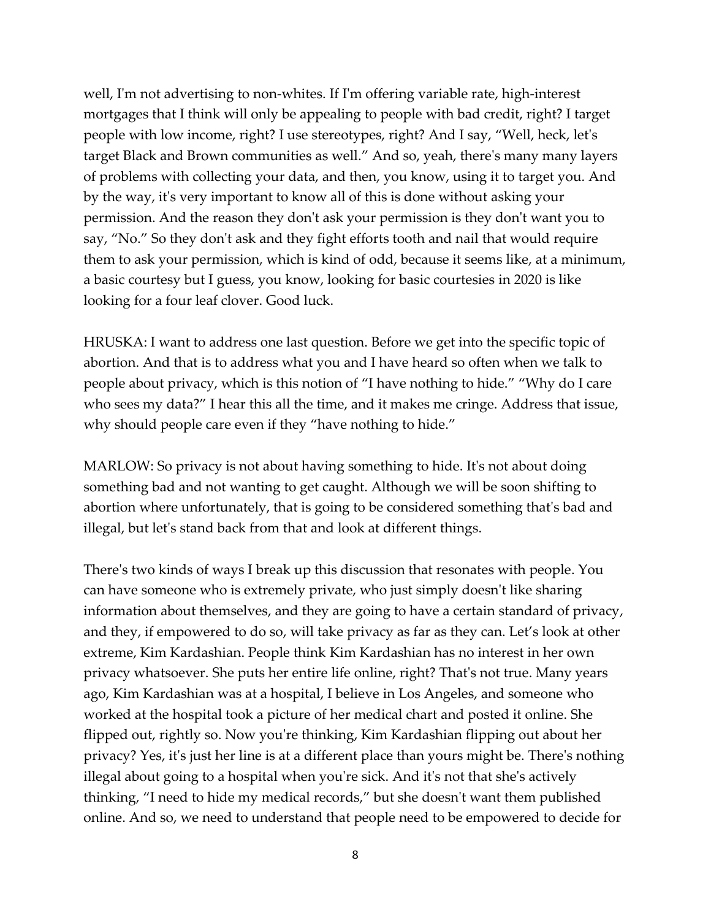well, I'm not advertising to non-whites. If I'm offering variable rate, high-interest mortgages that I think will only be appealing to people with bad credit, right? I target people with low income, right? I use stereotypes, right? And I say, "Well, heck, let's target Black and Brown communities as well." And so, yeah, there's many many layers of problems with collecting your data, and then, you know, using it to target you. And by the way, it's very important to know all of this is done without asking your permission. And the reason they don't ask your permission is they don't want you to say, "No." So they don't ask and they fight efforts tooth and nail that would require them to ask your permission, which is kind of odd, because it seems like, at a minimum, a basic courtesy but I guess, you know, looking for basic courtesies in 2020 is like looking for a four leaf clover. Good luck.

HRUSKA: I want to address one last question. Before we get into the specific topic of abortion. And that is to address what you and I have heard so often when we talk to people about privacy, which is this notion of "I have nothing to hide." "Why do I care who sees my data?" I hear this all the time, and it makes me cringe. Address that issue, why should people care even if they "have nothing to hide."

MARLOW: So privacy is not about having something to hide. It's not about doing something bad and not wanting to get caught. Although we will be soon shifting to abortion where unfortunately, that is going to be considered something that's bad and illegal, but let's stand back from that and look at different things.

There's two kinds of ways I break up this discussion that resonates with people. You can have someone who is extremely private, who just simply doesn't like sharing information about themselves, and they are going to have a certain standard of privacy, and they, if empowered to do so, will take privacy as far as they can. Let's look at other extreme, Kim Kardashian. People think Kim Kardashian has no interest in her own privacy whatsoever. She puts her entire life online, right? That's not true. Many years ago, Kim Kardashian was at a hospital, I believe in Los Angeles, and someone who worked at the hospital took a picture of her medical chart and posted it online. She flipped out, rightly so. Now you're thinking, Kim Kardashian flipping out about her privacy? Yes, it's just her line is at a different place than yours might be. There's nothing illegal about going to a hospital when you're sick. And it's not that she's actively thinking, "I need to hide my medical records," but she doesn't want them published online. And so, we need to understand that people need to be empowered to decide for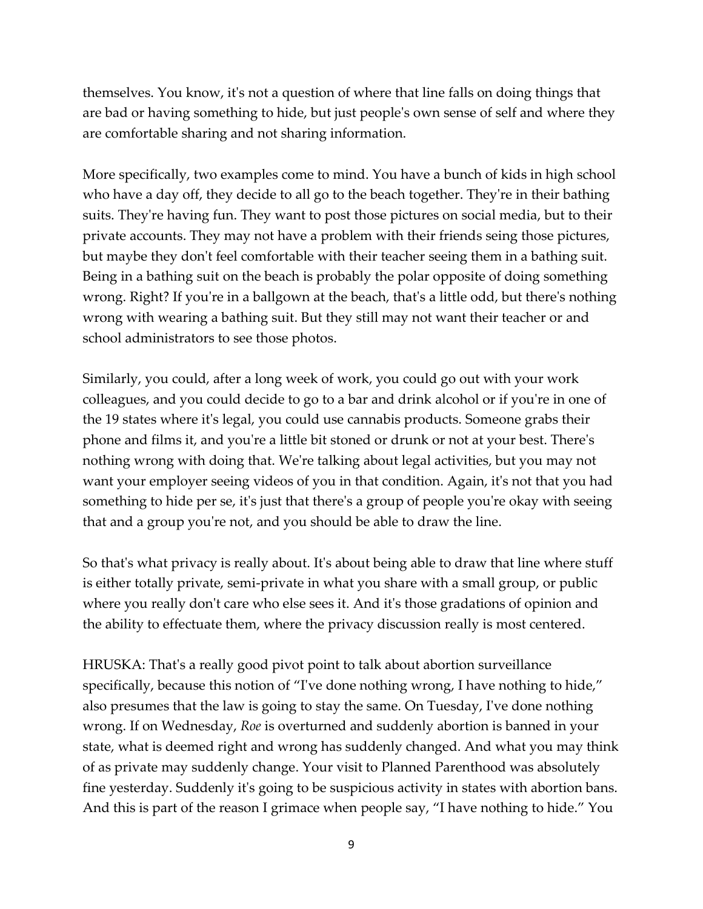themselves. You know, it's not a question of where that line falls on doing things that are bad or having something to hide, but just people's own sense of self and where they are comfortable sharing and not sharing information.

More specifically, two examples come to mind. You have a bunch of kids in high school who have a day off, they decide to all go to the beach together. They're in their bathing suits. They're having fun. They want to post those pictures on social media, but to their private accounts. They may not have a problem with their friends seing those pictures, but maybe they don't feel comfortable with their teacher seeing them in a bathing suit. Being in a bathing suit on the beach is probably the polar opposite of doing something wrong. Right? If you're in a ballgown at the beach, that's a little odd, but there's nothing wrong with wearing a bathing suit. But they still may not want their teacher or and school administrators to see those photos.

Similarly, you could, after a long week of work, you could go out with your work colleagues, and you could decide to go to a bar and drink alcohol or if you're in one of the 19 states where it's legal, you could use cannabis products. Someone grabs their phone and films it, and you're a little bit stoned or drunk or not at your best. There's nothing wrong with doing that. We're talking about legal activities, but you may not want your employer seeing videos of you in that condition. Again, it's not that you had something to hide per se, it's just that there's a group of people you're okay with seeing that and a group you're not, and you should be able to draw the line.

So that's what privacy is really about. It's about being able to draw that line where stuff is either totally private, semi-private in what you share with a small group, or public where you really don't care who else sees it. And it's those gradations of opinion and the ability to effectuate them, where the privacy discussion really is most centered.

HRUSKA: That's a really good pivot point to talk about abortion surveillance specifically, because this notion of "I've done nothing wrong, I have nothing to hide," also presumes that the law is going to stay the same. On Tuesday, I've done nothing wrong. If on Wednesday, *Roe* is overturned and suddenly abortion is banned in your state, what is deemed right and wrong has suddenly changed. And what you may think of as private may suddenly change. Your visit to Planned Parenthood was absolutely fine yesterday. Suddenly it's going to be suspicious activity in states with abortion bans. And this is part of the reason I grimace when people say, "I have nothing to hide." You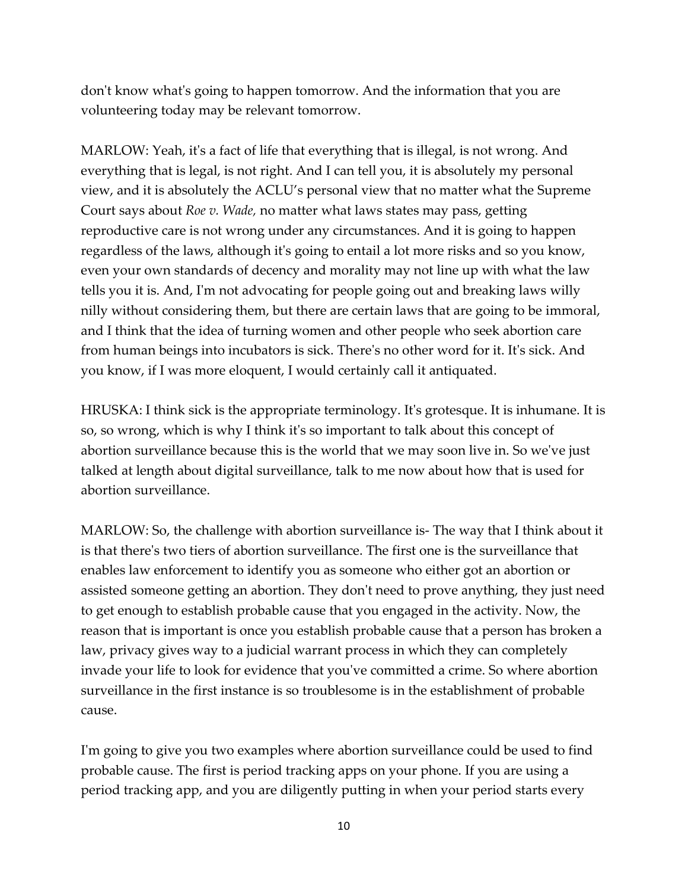don't know what's going to happen tomorrow. And the information that you are volunteering today may be relevant tomorrow.

MARLOW: Yeah, it's a fact of life that everything that is illegal, is not wrong. And everything that is legal, is not right. And I can tell you, it is absolutely my personal view, and it is absolutely the ACLU's personal view that no matter what the Supreme Court says about *Roe v. Wade,* no matter what laws states may pass, getting reproductive care is not wrong under any circumstances. And it is going to happen regardless of the laws, although it's going to entail a lot more risks and so you know, even your own standards of decency and morality may not line up with what the law tells you it is. And, I'm not advocating for people going out and breaking laws willy nilly without considering them, but there are certain laws that are going to be immoral, and I think that the idea of turning women and other people who seek abortion care from human beings into incubators is sick. There's no other word for it. It's sick. And you know, if I was more eloquent, I would certainly call it antiquated.

HRUSKA: I think sick is the appropriate terminology. It's grotesque. It is inhumane. It is so, so wrong, which is why I think it's so important to talk about this concept of abortion surveillance because this is the world that we may soon live in. So we've just talked at length about digital surveillance, talk to me now about how that is used for abortion surveillance.

MARLOW: So, the challenge with abortion surveillance is- The way that I think about it is that there's two tiers of abortion surveillance. The first one is the surveillance that enables law enforcement to identify you as someone who either got an abortion or assisted someone getting an abortion. They don't need to prove anything, they just need to get enough to establish probable cause that you engaged in the activity. Now, the reason that is important is once you establish probable cause that a person has broken a law, privacy gives way to a judicial warrant process in which they can completely invade your life to look for evidence that you've committed a crime. So where abortion surveillance in the first instance is so troublesome is in the establishment of probable cause.

I'm going to give you two examples where abortion surveillance could be used to find probable cause. The first is period tracking apps on your phone. If you are using a period tracking app, and you are diligently putting in when your period starts every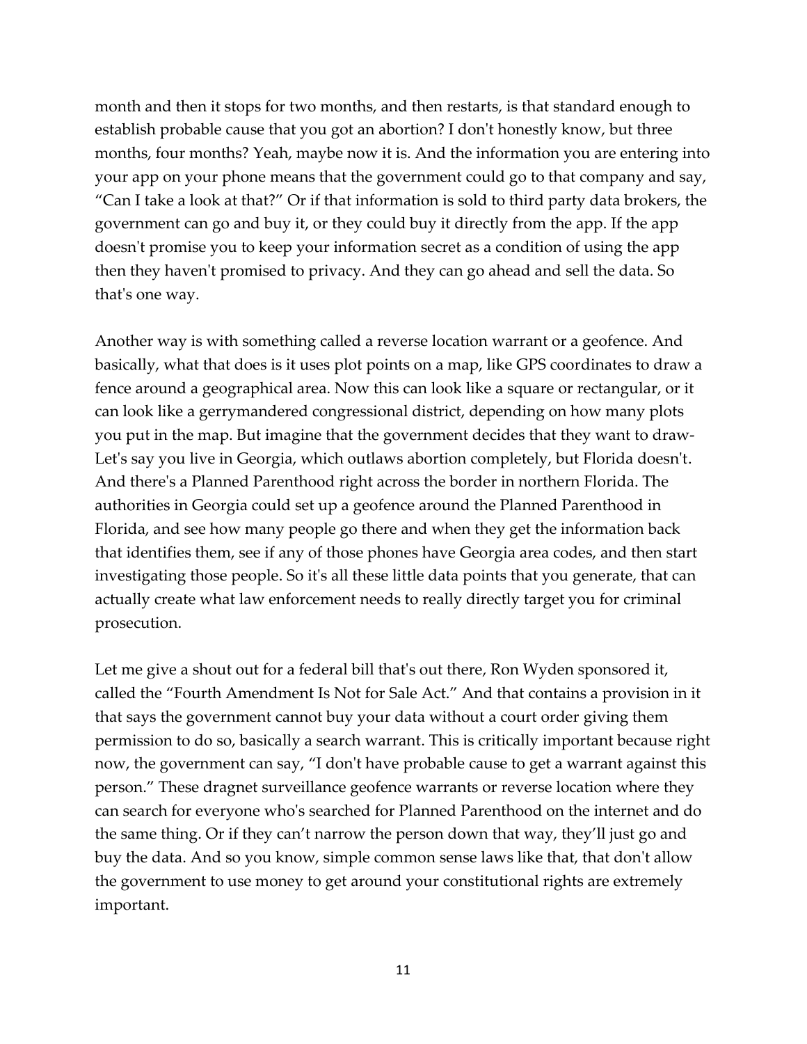month and then it stops for two months, and then restarts, is that standard enough to establish probable cause that you got an abortion? I don't honestly know, but three months, four months? Yeah, maybe now it is. And the information you are entering into your app on your phone means that the government could go to that company and say, "Can I take a look at that?" Or if that information is sold to third party data brokers, the government can go and buy it, or they could buy it directly from the app. If the app doesn't promise you to keep your information secret as a condition of using the app then they haven't promised to privacy. And they can go ahead and sell the data. So that's one way.

Another way is with something called a reverse location warrant or a geofence. And basically, what that does is it uses plot points on a map, like GPS coordinates to draw a fence around a geographical area. Now this can look like a square or rectangular, or it can look like a gerrymandered congressional district, depending on how many plots you put in the map. But imagine that the government decides that they want to draw- Let's say you live in Georgia, which outlaws abortion completely, but Florida doesn't. And there's a Planned Parenthood right across the border in northern Florida. The authorities in Georgia could set up a geofence around the Planned Parenthood in Florida, and see how many people go there and when they get the information back that identifies them, see if any of those phones have Georgia area codes, and then start investigating those people. So it's all these little data points that you generate, that can actually create what law enforcement needs to really directly target you for criminal prosecution.

Let me give a shout out for a federal bill that's out there, Ron Wyden sponsored it, called the "Fourth Amendment Is Not for Sale Act." And that contains a provision in it that says the government cannot buy your data without a court order giving them permission to do so, basically a search warrant. This is critically important because right now, the government can say, "I don't have probable cause to get a warrant against this person." These dragnet surveillance geofence warrants or reverse location where they can search for everyone who's searched for Planned Parenthood on the internet and do the same thing. Or if they can't narrow the person down that way, they'll just go and buy the data. And so you know, simple common sense laws like that, that don't allow the government to use money to get around your constitutional rights are extremely important.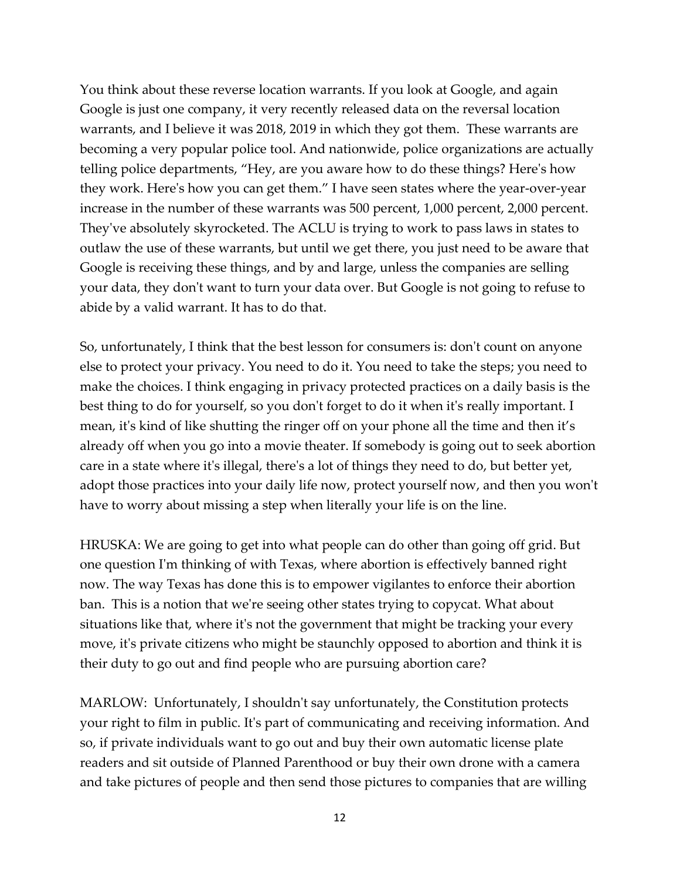You think about these reverse location warrants. If you look at Google, and again Google is just one company, it very recently released data on the reversal location warrants, and I believe it was 2018, 2019 in which they got them. These warrants are becoming a very popular police tool. And nationwide, police organizations are actually telling police departments, "Hey, are you aware how to do these things? Here's how they work. Here's how you can get them." I have seen states where the year-over-year increase in the number of these warrants was 500 percent, 1,000 percent, 2,000 percent. They've absolutely skyrocketed. The ACLU is trying to work to pass laws in states to outlaw the use of these warrants, but until we get there, you just need to be aware that Google is receiving these things, and by and large, unless the companies are selling your data, they don't want to turn your data over. But Google is not going to refuse to abide by a valid warrant. It has to do that.

So, unfortunately, I think that the best lesson for consumers is: don't count on anyone else to protect your privacy. You need to do it. You need to take the steps; you need to make the choices. I think engaging in privacy protected practices on a daily basis is the best thing to do for yourself, so you don't forget to do it when it's really important. I mean, it's kind of like shutting the ringer off on your phone all the time and then it's already off when you go into a movie theater. If somebody is going out to seek abortion care in a state where it's illegal, there's a lot of things they need to do, but better yet, adopt those practices into your daily life now, protect yourself now, and then you won't have to worry about missing a step when literally your life is on the line.

HRUSKA: We are going to get into what people can do other than going off grid. But one question I'm thinking of with Texas, where abortion is effectively banned right now. The way Texas has done this is to empower vigilantes to enforce their abortion ban. This is a notion that we're seeing other states trying to copycat. What about situations like that, where it's not the government that might be tracking your every move, it's private citizens who might be staunchly opposed to abortion and think it is their duty to go out and find people who are pursuing abortion care?

MARLOW: Unfortunately, I shouldn't say unfortunately, the Constitution protects your right to film in public. It's part of communicating and receiving information. And so, if private individuals want to go out and buy their own automatic license plate readers and sit outside of Planned Parenthood or buy their own drone with a camera and take pictures of people and then send those pictures to companies that are willing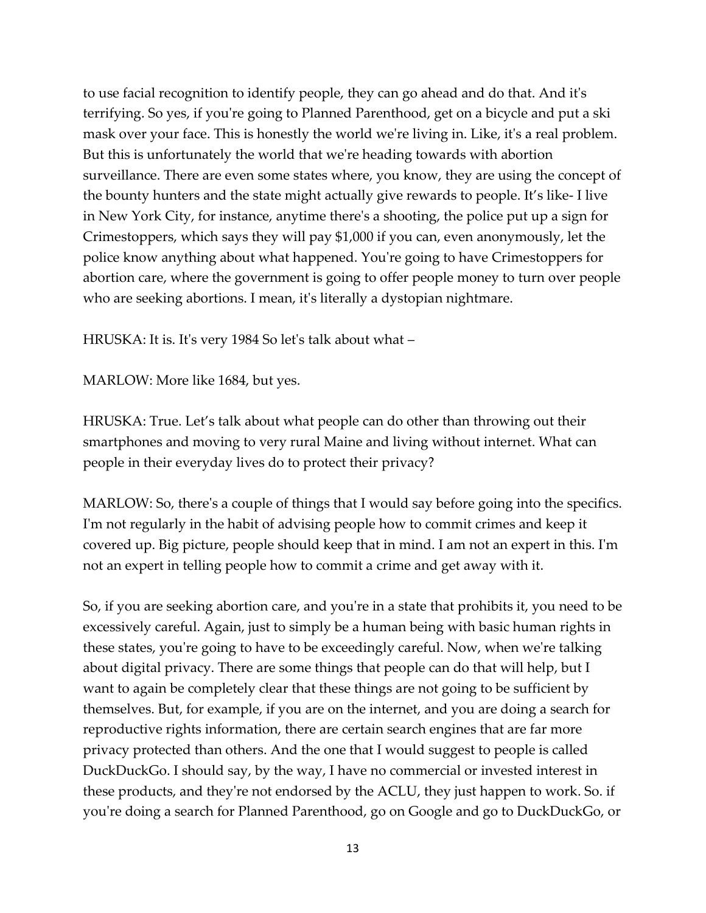to use facial recognition to identify people, they can go ahead and do that. And it's terrifying. So yes, if you're going to Planned Parenthood, get on a bicycle and put a ski mask over your face. This is honestly the world we're living in. Like, it's a real problem. But this is unfortunately the world that we're heading towards with abortion surveillance. There are even some states where, you know, they are using the concept of the bounty hunters and the state might actually give rewards to people. It's like- I live in New York City, for instance, anytime there's a shooting, the police put up a sign for Crimestoppers, which says they will pay $1,000 if you can, even anonymously, let the police know anything about what happened. You're going to have Crimestoppers for abortion care, where the government is going to offer people money to turn over people who are seeking abortions. I mean, it's literally a dystopian nightmare.

HRUSKA: It is. It's very 1984 So let's talk about what –

MARLOW: More like 1684, but yes.

HRUSKA: True. Let's talk about what people can do other than throwing out their smartphones and moving to very rural Maine and living without internet. What can people in their everyday lives do to protect their privacy?

MARLOW: So, there's a couple of things that I would say before going into the specifics. I'm not regularly in the habit of advising people how to commit crimes and keep it covered up. Big picture, people should keep that in mind. I am not an expert in this. I'm not an expert in telling people how to commit a crime and get away with it.

So, if you are seeking abortion care, and you're in a state that prohibits it, you need to be excessively careful. Again, just to simply be a human being with basic human rights in these states, you're going to have to be exceedingly careful. Now, when we're talking about digital privacy. There are some things that people can do that will help, but I want to again be completely clear that these things are not going to be sufficient by themselves. But, for example, if you are on the internet, and you are doing a search for reproductive rights information, there are certain search engines that are far more privacy protected than others. And the one that I would suggest to people is called DuckDuckGo. I should say, by the way, I have no commercial or invested interest in these products, and they're not endorsed by the ACLU, they just happen to work. So. if you're doing a search for Planned Parenthood, go on Google and go to DuckDuckGo, or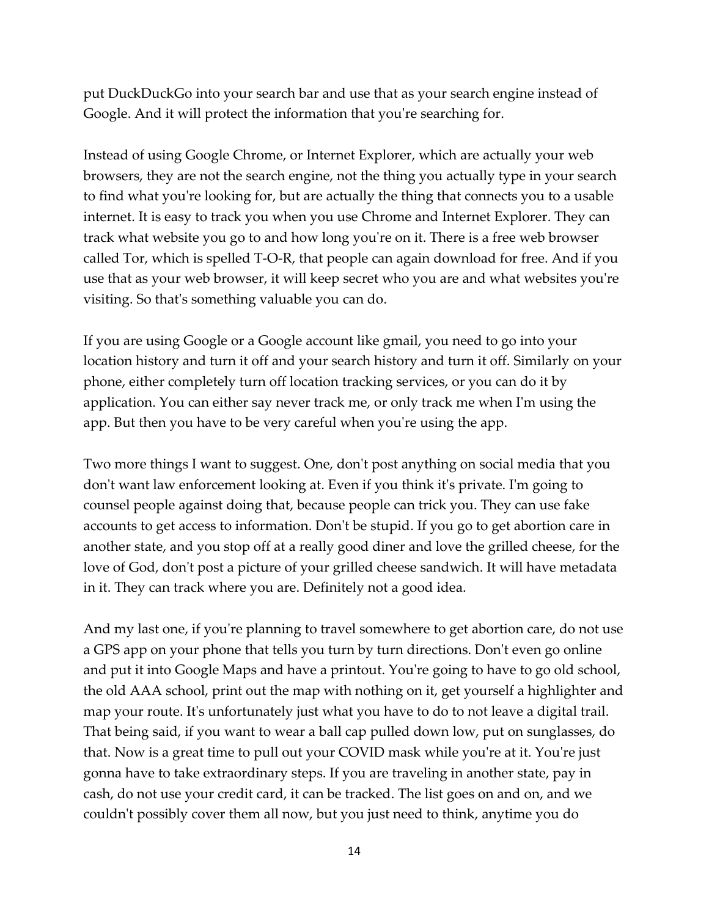put DuckDuckGo into your search bar and use that as your search engine instead of Google. And it will protect the information that you're searching for.

Instead of using Google Chrome, or Internet Explorer, which are actually your web browsers, they are not the search engine, not the thing you actually type in your search to find what you're looking for, but are actually the thing that connects you to a usable internet. It is easy to track you when you use Chrome and Internet Explorer. They can track what website you go to and how long you're on it. There is a free web browser called Tor, which is spelled T-O-R, that people can again download for free. And if you use that as your web browser, it will keep secret who you are and what websites you're visiting. So that's something valuable you can do.

If you are using Google or a Google account like gmail, you need to go into your location history and turn it off and your search history and turn it off. Similarly on your phone, either completely turn off location tracking services, or you can do it by application. You can either say never track me, or only track me when I'm using the app. But then you have to be very careful when you're using the app.

Two more things I want to suggest. One, don't post anything on social media that you don't want law enforcement looking at. Even if you think it's private. I'm going to counsel people against doing that, because people can trick you. They can use fake accounts to get access to information. Don't be stupid. If you go to get abortion care in another state, and you stop off at a really good diner and love the grilled cheese, for the love of God, don't post a picture of your grilled cheese sandwich. It will have metadata in it. They can track where you are. Definitely not a good idea.

And my last one, if you're planning to travel somewhere to get abortion care, do not use a GPS app on your phone that tells you turn by turn directions. Don't even go online and put it into Google Maps and have a printout. You're going to have to go old school, the old AAA school, print out the map with nothing on it, get yourself a highlighter and map your route. It's unfortunately just what you have to do to not leave a digital trail. That being said, if you want to wear a ball cap pulled down low, put on sunglasses, do that. Now is a great time to pull out your COVID mask while you're at it. You're just gonna have to take extraordinary steps. If you are traveling in another state, pay in cash, do not use your credit card, it can be tracked. The list goes on and on, and we couldn't possibly cover them all now, but you just need to think, anytime you do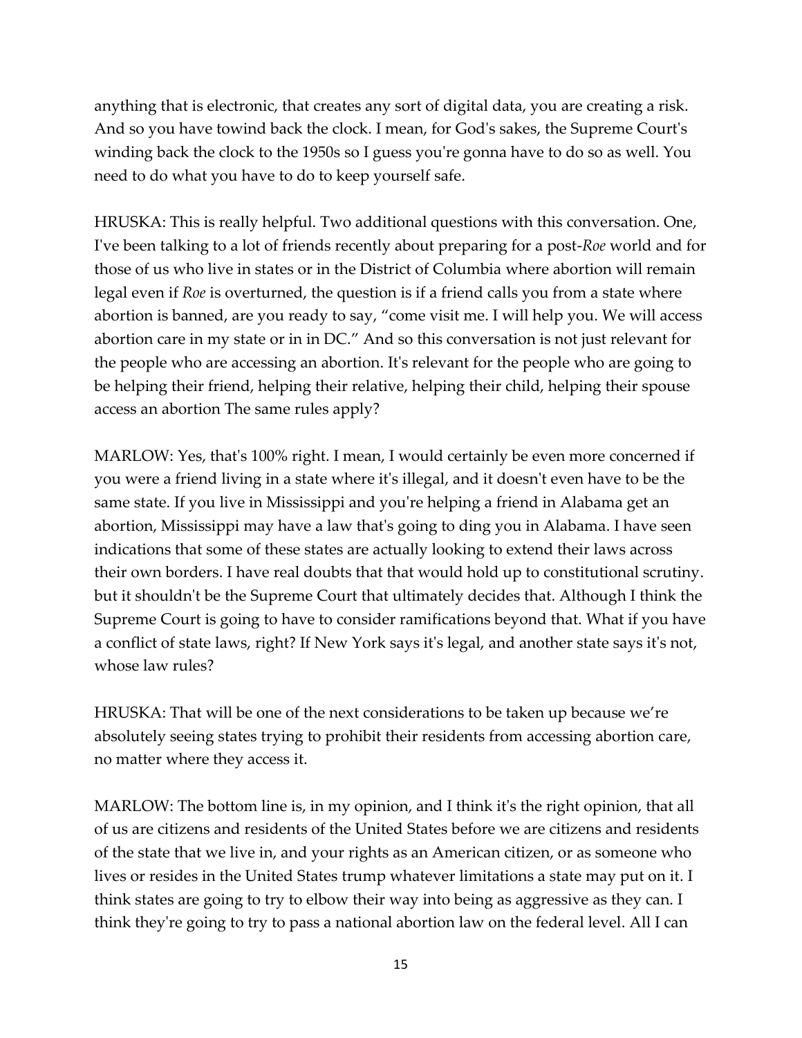anything that is electronic, that creates any sort of digital data, you are creating a risk. And so you have towind back the clock. I mean, for God's sakes, the Supreme Court's winding back the clock to the 1950s so I guess you're gonna have to do so as well. You need to do what you have to do to keep yourself safe.

HRUSKA: This is really helpful. Two additional questions with this conversation. One, I've been talking to a lot of friends recently about preparing for a post-*Roe* world and for those of us who live in states or in the District of Columbia where abortion will remain legal even if *Roe* is overturned, the question is if a friend calls you from a state where abortion is banned, are you ready to say, "come visit me. I will help you. We will access abortion care in my state or in in DC." And so this conversation is not just relevant for the people who are accessing an abortion. It's relevant for the people who are going to be helping their friend, helping their relative, helping their child, helping their spouse access an abortion The same rules apply?

MARLOW: Yes, that's 100% right. I mean, I would certainly be even more concerned if you were a friend living in a state where it's illegal, and it doesn't even have to be the same state. If you live in Mississippi and you're helping a friend in Alabama get an abortion, Mississippi may have a law that's going to ding you in Alabama. I have seen indications that some of these states are actually looking to extend their laws across their own borders. I have real doubts that that would hold up to constitutional scrutiny. but it shouldn't be the Supreme Court that ultimately decides that. Although I think the Supreme Court is going to have to consider ramifications beyond that. What if you have a conflict of state laws, right? If New York says it's legal, and another state says it's not, whose law rules?

HRUSKA: That will be one of the next considerations to be taken up because we're absolutely seeing states trying to prohibit their residents from accessing abortion care, no matter where they access it.

MARLOW: The bottom line is, in my opinion, and I think it's the right opinion, that all of us are citizens and residents of the United States before we are citizens and residents of the state that we live in, and your rights as an American citizen, or as someone who lives or resides in the United States trump whatever limitations a state may put on it. I think states are going to try to elbow their way into being as aggressive as they can. I think they're going to try to pass a national abortion law on the federal level. All I can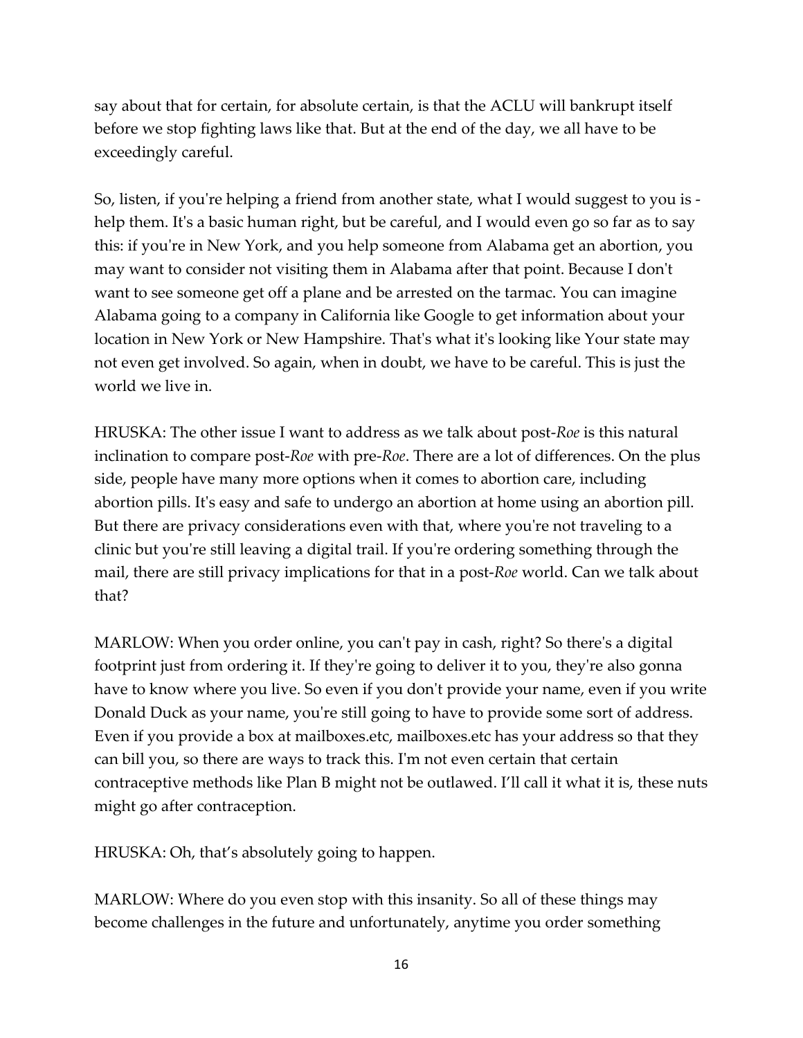say about that for certain, for absolute certain, is that the ACLU will bankrupt itself before we stop fighting laws like that. But at the end of the day, we all have to be exceedingly careful.

So, listen, if you're helping a friend from another state, what I would suggest to you is - help them. It's a basic human right, but be careful, and I would even go so far as to say this: if you're in New York, and you help someone from Alabama get an abortion, you may want to consider not visiting them in Alabama after that point. Because I don't want to see someone get off a plane and be arrested on the tarmac. You can imagine Alabama going to a company in California like Google to get information about your location in New York or New Hampshire. That's what it's looking like Your state may not even get involved. So again, when in doubt, we have to be careful. This is just the world we live in.

HRUSKA: The other issue I want to address as we talk about post-*Roe* is this natural inclination to compare post-*Roe* with pre-*Roe*. There are a lot of differences. On the plus side, people have many more options when it comes to abortion care, including abortion pills. It's easy and safe to undergo an abortion at home using an abortion pill. But there are privacy considerations even with that, where you're not traveling to a clinic but you're still leaving a digital trail. If you're ordering something through the mail, there are still privacy implications for that in a post-*Roe* world. Can we talk about that?

MARLOW: When you order online, you can't pay in cash, right? So there's a digital footprint just from ordering it. If they're going to deliver it to you, they're also gonna have to know where you live. So even if you don't provide your name, even if you write Donald Duck as your name, you're still going to have to provide some sort of address. Even if you provide a box at mailboxes.etc, mailboxes.etc has your address so that they can bill you, so there are ways to track this. I'm not even certain that certain contraceptive methods like Plan B might not be outlawed. I'll call it what it is, these nuts might go after contraception.

HRUSKA: Oh, that's absolutely going to happen.

MARLOW: Where do you even stop with this insanity. So all of these things may become challenges in the future and unfortunately, anytime you order something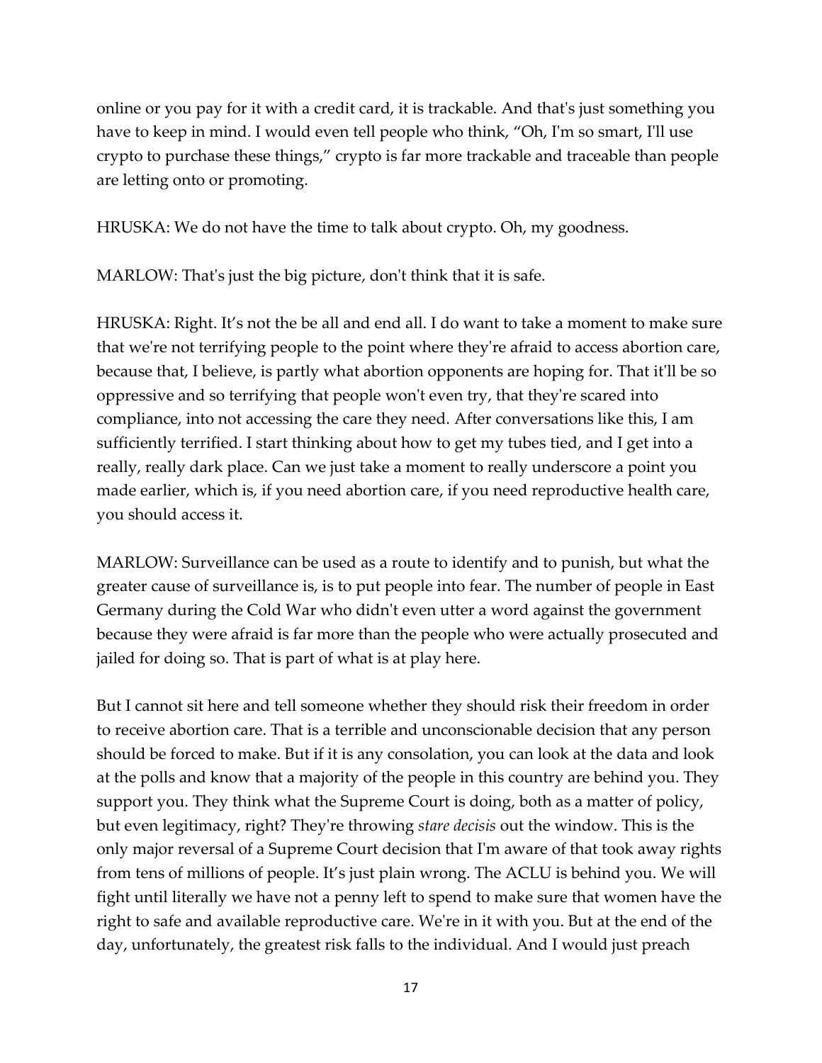online or you pay for it with a credit card, it is trackable. And that's just something you have to keep in mind. I would even tell people who think, "Oh, I'm so smart, I'll use crypto to purchase these things," crypto is far more trackable and traceable than people are letting onto or promoting.

HRUSKA: We do not have the time to talk about crypto. Oh, my goodness.

MARLOW: That's just the big picture, don't think that it is safe.

HRUSKA: Right. It's not the be all and end all. I do want to take a moment to make sure that we're not terrifying people to the point where they're afraid to access abortion care, because that, I believe, is partly what abortion opponents are hoping for. That it'll be so oppressive and so terrifying that people won't even try, that they're scared into compliance, into not accessing the care they need. After conversations like this, I am sufficiently terrified. I start thinking about how to get my tubes tied, and I get into a really, really dark place. Can we just take a moment to really underscore a point you made earlier, which is, if you need abortion care, if you need reproductive health care, you should access it.

MARLOW: Surveillance can be used as a route to identify and to punish, but what the greater cause of surveillance is, is to put people into fear. The number of people in East Germany during the Cold War who didn't even utter a word against the government because they were afraid is far more than the people who were actually prosecuted and jailed for doing so. That is part of what is at play here.

But I cannot sit here and tell someone whether they should risk their freedom in order to receive abortion care. That is a terrible and unconscionable decision that any person should be forced to make. But if it is any consolation, you can look at the data and look at the polls and know that a majority of the people in this country are behind you. They support you. They think what the Supreme Court is doing, both as a matter of policy, but even legitimacy, right? They're throwing *stare decisis* out the window. This is the only major reversal of a Supreme Court decision that I'm aware of that took away rights from tens of millions of people. It's just plain wrong. The ACLU is behind you. We will fight until literally we have not a penny left to spend to make sure that women have the right to safe and available reproductive care. We're in it with you. But at the end of the day, unfortunately, the greatest risk falls to the individual. And I would just preach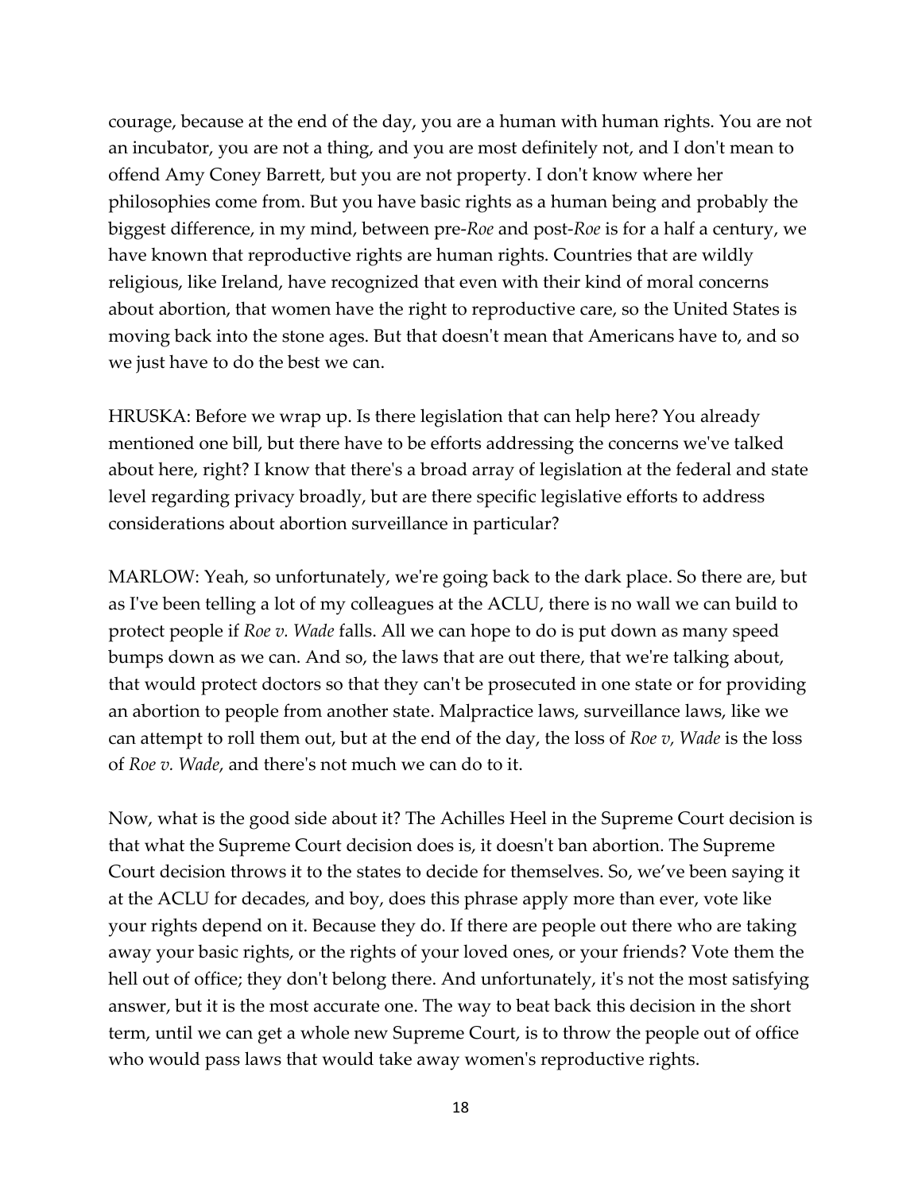courage, because at the end of the day, you are a human with human rights. You are not an incubator, you are not a thing, and you are most definitely not, and I don't mean to offend Amy Coney Barrett, but you are not property. I don't know where her philosophies come from. But you have basic rights as a human being and probably the biggest difference, in my mind, between pre-*Roe* and post-*Roe* is for a half a century, we have known that reproductive rights are human rights. Countries that are wildly religious, like Ireland, have recognized that even with their kind of moral concerns about abortion, that women have the right to reproductive care, so the United States is moving back into the stone ages. But that doesn't mean that Americans have to, and so we just have to do the best we can.

HRUSKA: Before we wrap up. Is there legislation that can help here? You already mentioned one bill, but there have to be efforts addressing the concerns we've talked about here, right? I know that there's a broad array of legislation at the federal and state level regarding privacy broadly, but are there specific legislative efforts to address considerations about abortion surveillance in particular?

MARLOW: Yeah, so unfortunately, we're going back to the dark place. So there are, but as I've been telling a lot of my colleagues at the ACLU, there is no wall we can build to protect people if *Roe v. Wade* falls. All we can hope to do is put down as many speed bumps down as we can. And so, the laws that are out there, that we're talking about, that would protect doctors so that they can't be prosecuted in one state or for providing an abortion to people from another state. Malpractice laws, surveillance laws, like we can attempt to roll them out, but at the end of the day, the loss of *Roe v, Wade* is the loss of *Roe v. Wade*, and there's not much we can do to it.

Now, what is the good side about it? The Achilles Heel in the Supreme Court decision is that what the Supreme Court decision does is, it doesn't ban abortion. The Supreme Court decision throws it to the states to decide for themselves. So, we've been saying it at the ACLU for decades, and boy, does this phrase apply more than ever, vote like your rights depend on it. Because they do. If there are people out there who are taking away your basic rights, or the rights of your loved ones, or your friends? Vote them the hell out of office; they don't belong there. And unfortunately, it's not the most satisfying answer, but it is the most accurate one. The way to beat back this decision in the short term, until we can get a whole new Supreme Court, is to throw the people out of office who would pass laws that would take away women's reproductive rights.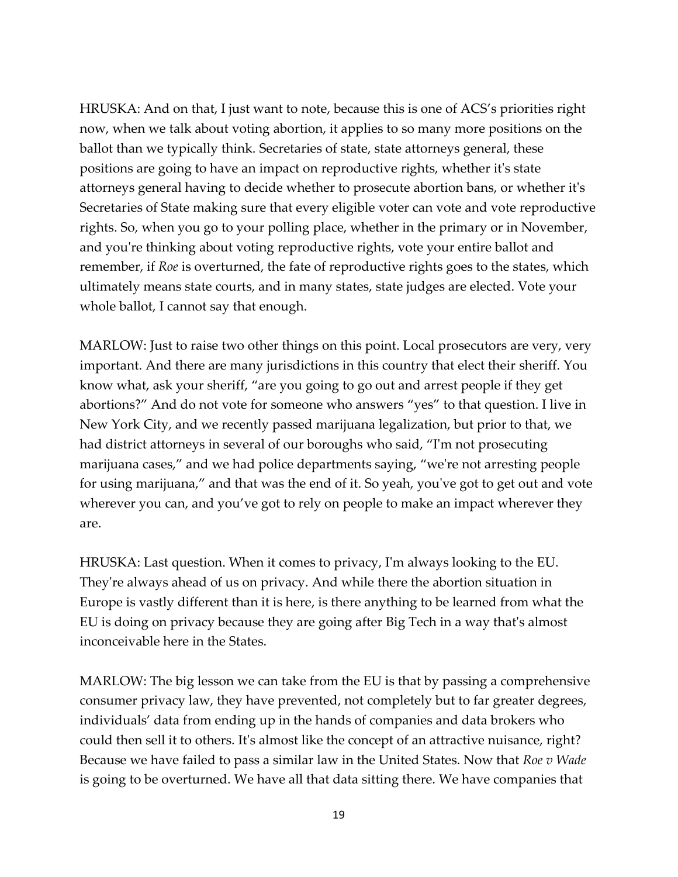HRUSKA: And on that, I just want to note, because this is one of ACS's priorities right now, when we talk about voting abortion, it applies to so many more positions on the ballot than we typically think. Secretaries of state, state attorneys general, these positions are going to have an impact on reproductive rights, whether it's state attorneys general having to decide whether to prosecute abortion bans, or whether it's Secretaries of State making sure that every eligible voter can vote and vote reproductive rights. So, when you go to your polling place, whether in the primary or in November, and you're thinking about voting reproductive rights, vote your entire ballot and remember, if *Roe* is overturned, the fate of reproductive rights goes to the states, which ultimately means state courts, and in many states, state judges are elected. Vote your whole ballot, I cannot say that enough.

MARLOW: Just to raise two other things on this point. Local prosecutors are very, very important. And there are many jurisdictions in this country that elect their sheriff. You know what, ask your sheriff, "are you going to go out and arrest people if they get abortions?" And do not vote for someone who answers "yes" to that question. I live in New York City, and we recently passed marijuana legalization, but prior to that, we had district attorneys in several of our boroughs who said, "I'm not prosecuting marijuana cases," and we had police departments saying, "we're not arresting people for using marijuana," and that was the end of it. So yeah, you've got to get out and vote wherever you can, and you've got to rely on people to make an impact wherever they are.

HRUSKA: Last question. When it comes to privacy, I'm always looking to the EU. They're always ahead of us on privacy. And while there the abortion situation in Europe is vastly different than it is here, is there anything to be learned from what the EU is doing on privacy because they are going after Big Tech in a way that's almost inconceivable here in the States.

MARLOW: The big lesson we can take from the EU is that by passing a comprehensive consumer privacy law, they have prevented, not completely but to far greater degrees, individuals' data from ending up in the hands of companies and data brokers who could then sell it to others. It's almost like the concept of an attractive nuisance, right? Because we have failed to pass a similar law in the United States. Now that *Roe v Wade* is going to be overturned. We have all that data sitting there. We have companies that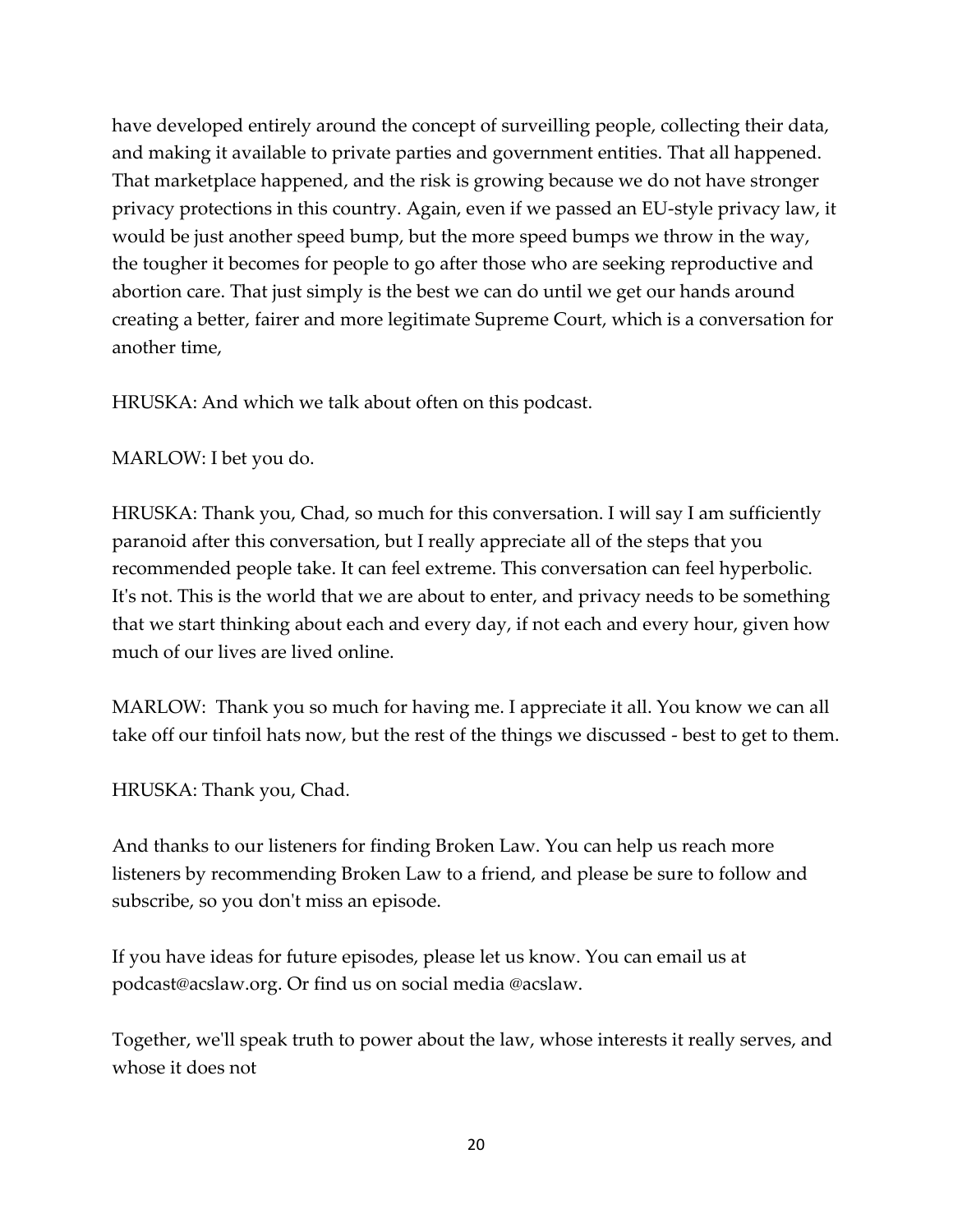have developed entirely around the concept of surveilling people, collecting their data, and making it available to private parties and government entities. That all happened. That marketplace happened, and the risk is growing because we do not have stronger privacy protections in this country. Again, even if we passed an EU-style privacy law, it would be just another speed bump, but the more speed bumps we throw in the way, the tougher it becomes for people to go after those who are seeking reproductive and abortion care. That just simply is the best we can do until we get our hands around creating a better, fairer and more legitimate Supreme Court, which is a conversation for another time,

HRUSKA: And which we talk about often on this podcast.

MARLOW: I bet you do.

HRUSKA: Thank you, Chad, so much for this conversation. I will say I am sufficiently paranoid after this conversation, but I really appreciate all of the steps that you recommended people take. It can feel extreme. This conversation can feel hyperbolic. It's not. This is the world that we are about to enter, and privacy needs to be something that we start thinking about each and every day, if not each and every hour, given how much of our lives are lived online.

MARLOW: Thank you so much for having me. I appreciate it all. You know we can all take off our tinfoil hats now, but the rest of the things we discussed - best to get to them.

HRUSKA: Thank you, Chad.

And thanks to our listeners for finding Broken Law. You can help us reach more listeners by recommending Broken Law to a friend, and please be sure to follow and subscribe, so you don't miss an episode.

If you have ideas for future episodes, please let us know. You can email us at podcast@acslaw.org. Or find us on social media @acslaw.

Together, we'll speak truth to power about the law, whose interests it really serves, and whose it does not